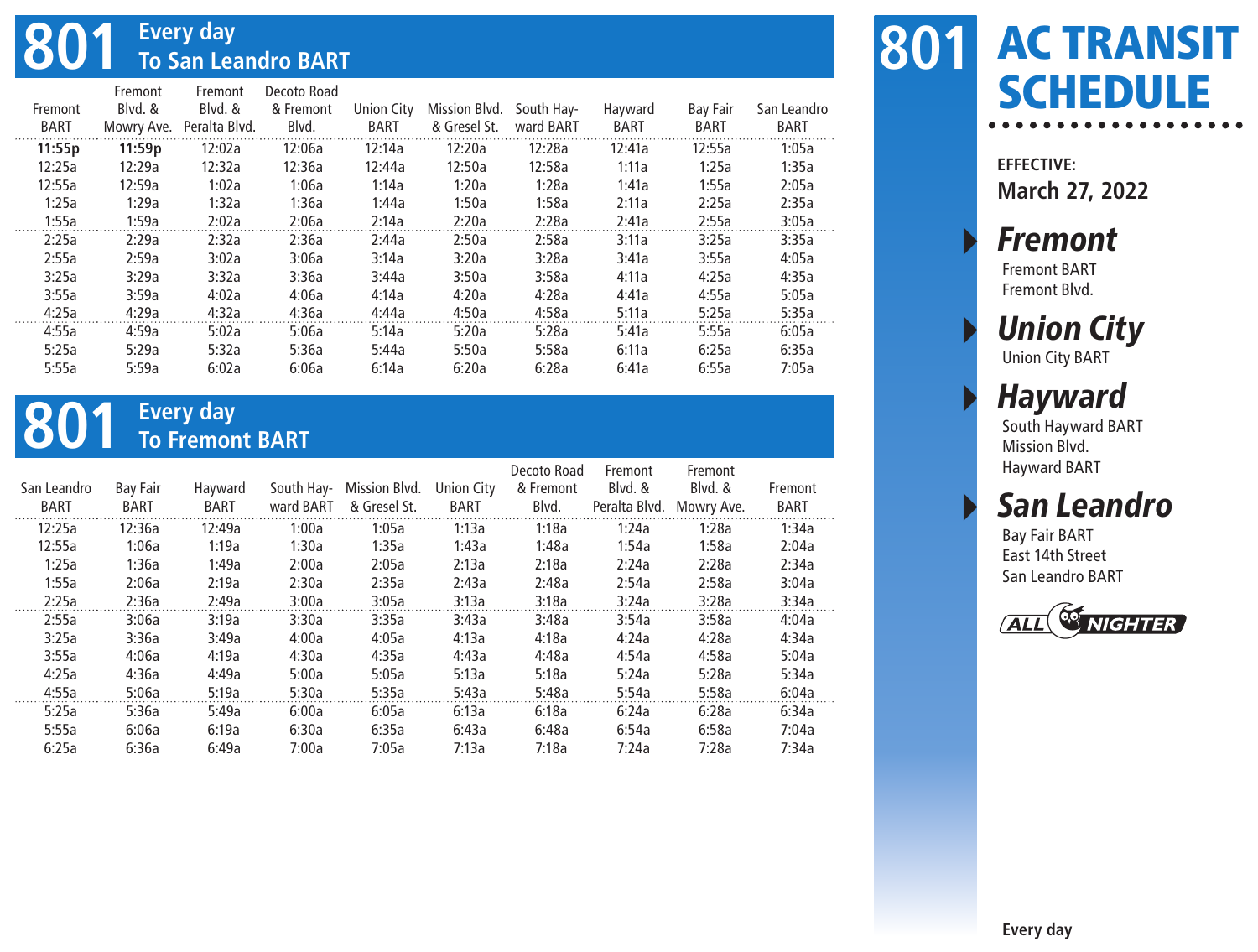# 801 AC TRANSIT SCHEDULE

**EFFECTIVE:**
**March 27, 2022**

### *Fremont*
Fremont BART
Fremont Blvd.

### *Union City*
Union City BART

### *Hayward*
South Hayward BART
Mission Blvd.
Hayward BART

### *San Leandro*
Bay Fair BART
East 14th Street
San Leandro BART

ALL NIGHTER

Every day

## 801 Every day To San Leandro BART

| Fremont BART | Fremont Blvd. & Mowry Ave. | Fremont Blvd. & Peralta Blvd. | Decoto Road & Fremont Blvd. | Union City BART | Mission Blvd. & Gresel St. | South Hayward BART | Hayward BART | Bay Fair BART | San Leandro BART |
|---|---|---|---|---|---|---|---|---|---|
| **11:55p** | **11:59p** | 12:02a | 12:06a | 12:14a | 12:20a | 12:28a | 12:41a | 12:55a | 1:05a |
| 12:25a | 12:29a | 12:32a | 12:36a | 12:44a | 12:50a | 12:58a | 1:11a | 1:25a | 1:35a |
| 12:55a | 12:59a | 1:02a | 1:06a | 1:14a | 1:20a | 1:28a | 1:41a | 1:55a | 2:05a |
| 1:25a | 1:29a | 1:32a | 1:36a | 1:44a | 1:50a | 1:58a | 2:11a | 2:25a | 2:35a |
| 1:55a | 1:59a | 2:02a | 2:06a | 2:14a | 2:20a | 2:28a | 2:41a | 2:55a | 3:05a |
| 2:25a | 2:29a | 2:32a | 2:36a | 2:44a | 2:50a | 2:58a | 3:11a | 3:25a | 3:35a |
| 2:55a | 2:59a | 3:02a | 3:06a | 3:14a | 3:20a | 3:28a | 3:41a | 3:55a | 4:05a |
| 3:25a | 3:29a | 3:32a | 3:36a | 3:44a | 3:50a | 3:58a | 4:11a | 4:25a | 4:35a |
| 3:55a | 3:59a | 4:02a | 4:06a | 4:14a | 4:20a | 4:28a | 4:41a | 4:55a | 5:05a |
| 4:25a | 4:29a | 4:32a | 4:36a | 4:44a | 4:50a | 4:58a | 5:11a | 5:25a | 5:35a |
| 4:55a | 4:59a | 5:02a | 5:06a | 5:14a | 5:20a | 5:28a | 5:41a | 5:55a | 6:05a |
| 5:25a | 5:29a | 5:32a | 5:36a | 5:44a | 5:50a | 5:58a | 6:11a | 6:25a | 6:35a |
| 5:55a | 5:59a | 6:02a | 6:06a | 6:14a | 6:20a | 6:28a | 6:41a | 6:55a | 7:05a |

## 801 Every day To Fremont BART

| San Leandro BART | Bay Fair BART | Hayward BART | South Hayward BART | Mission Blvd. & Gresel St. | Union City BART | Decoto Road & Fremont Blvd. | Fremont Blvd. & Peralta Blvd. | Fremont Blvd. & Mowry Ave. | Fremont BART |
|---|---|---|---|---|---|---|---|---|---|
| 12:25a | 12:36a | 12:49a | 1:00a | 1:05a | 1:13a | 1:18a | 1:24a | 1:28a | 1:34a |
| 12:55a | 1:06a | 1:19a | 1:30a | 1:35a | 1:43a | 1:48a | 1:54a | 1:58a | 2:04a |
| 1:25a | 1:36a | 1:49a | 2:00a | 2:05a | 2:13a | 2:18a | 2:24a | 2:28a | 2:34a |
| 1:55a | 2:06a | 2:19a | 2:30a | 2:35a | 2:43a | 2:48a | 2:54a | 2:58a | 3:04a |
| 2:25a | 2:36a | 2:49a | 3:00a | 3:05a | 3:13a | 3:18a | 3:24a | 3:28a | 3:34a |
| 2:55a | 3:06a | 3:19a | 3:30a | 3:35a | 3:43a | 3:48a | 3:54a | 3:58a | 4:04a |
| 3:25a | 3:36a | 3:49a | 4:00a | 4:05a | 4:13a | 4:18a | 4:24a | 4:28a | 4:34a |
| 3:55a | 4:06a | 4:19a | 4:30a | 4:35a | 4:43a | 4:48a | 4:54a | 4:58a | 5:04a |
| 4:25a | 4:36a | 4:49a | 5:00a | 5:05a | 5:13a | 5:18a | 5:24a | 5:28a | 5:34a |
| 4:55a | 5:06a | 5:19a | 5:30a | 5:35a | 5:43a | 5:48a | 5:54a | 5:58a | 6:04a |
| 5:25a | 5:36a | 5:49a | 6:00a | 6:05a | 6:13a | 6:18a | 6:24a | 6:28a | 6:34a |
| 5:55a | 6:06a | 6:19a | 6:30a | 6:35a | 6:43a | 6:48a | 6:54a | 6:58a | 7:04a |
| 6:25a | 6:36a | 6:49a | 7:00a | 7:05a | 7:13a | 7:18a | 7:24a | 7:28a | 7:34a |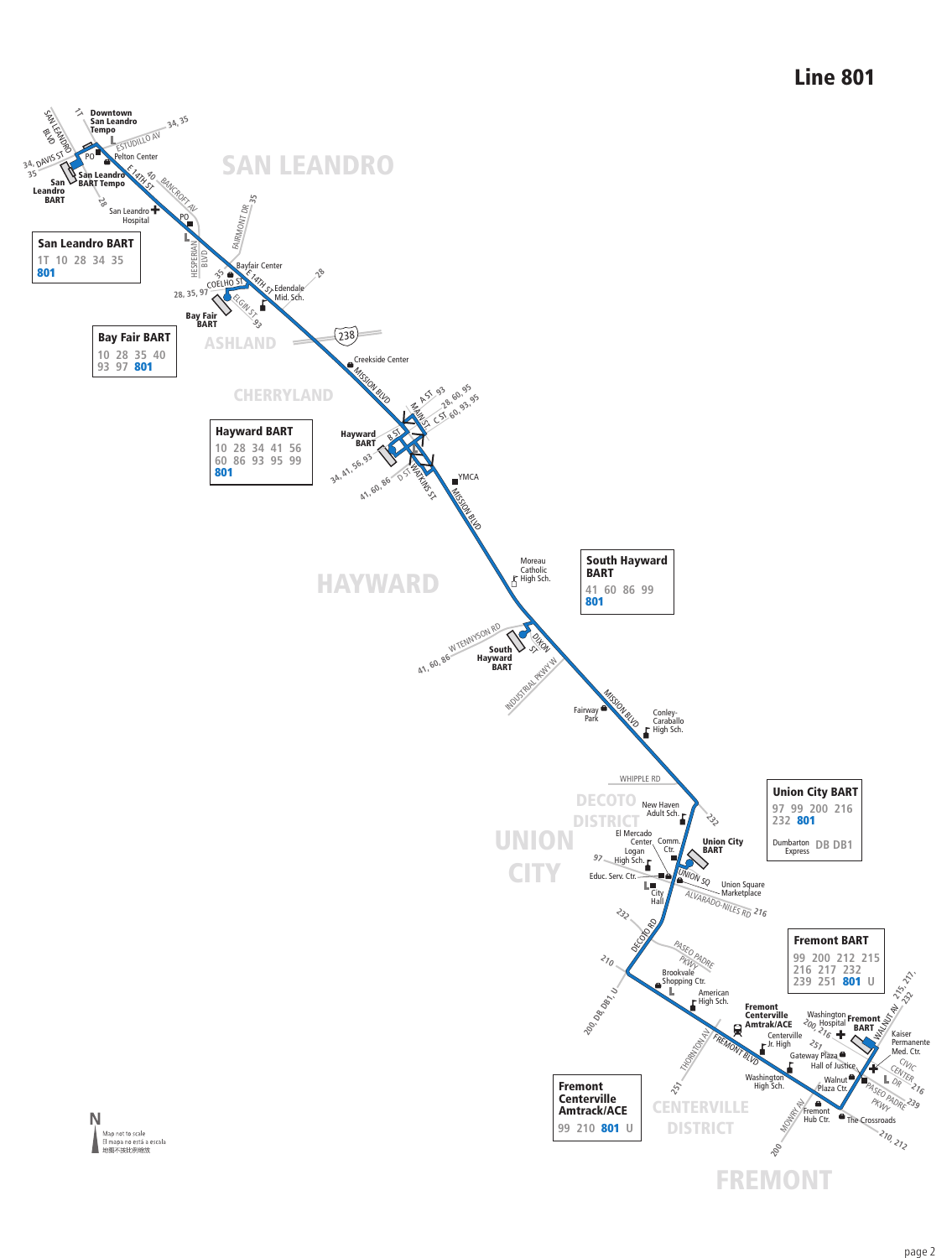# Line 801

SAN LEANDRO

Downtown San Leandro Tempo

San Leandro BART

San Leandro BART Tempo

Pelton Center

San Leandro Hospital

**San Leandro BART**
1T 10 28 34 35
**801**

Bayfair Center

Edendale Mid. Sch.

Bay Fair BART

**Bay Fair BART**
10 28 35 40
93 97 **801**

ASHLAND

Creekside Center

CHERRYLAND

**Hayward BART**
10 28 34 41 56
60 86 93 95 99
**801**

Hayward BART

YMCA

HAYWARD

Moreau Catholic High Sch.

**South Hayward BART**
41 60 86 99
**801**

South Hayward BART

Fairway Park

Conley-Caraballo High Sch.

DECOTO DISTRICT

New Haven Adult Sch.

UNION CITY

El Mercado Center

Logan High Sch.

Comm. Ctr.

Union City BART

Educ. Serv. Ctr.

City Hall

Union Square Marketplace

**Union City BART**
97 99 200 216
232 **801**
Dumbarton Express DB DB1

Brookvale Shopping Ctr.

American High Sch.

Fremont Centerville Amtrak/ACE

Centerville Jr. High

Washington Hospital

Fremont BART

Kaiser Permanente Med. Ctr.

Gateway Plaza

Hall of Justice

Washington High Sch.

Walnut Plaza Ctr.

Fremont Hub Ctr.

The Crossroads

**Fremont BART**
99 200 212 215
216 217 232
239 251 **801** U

**Fremont Centerville Amtrak/ACE**
99 210 **801** U

CENTERVILLE DISTRICT

FREMONT

Map not to scale
El mapa no está a escala
地圖不按比例繪成